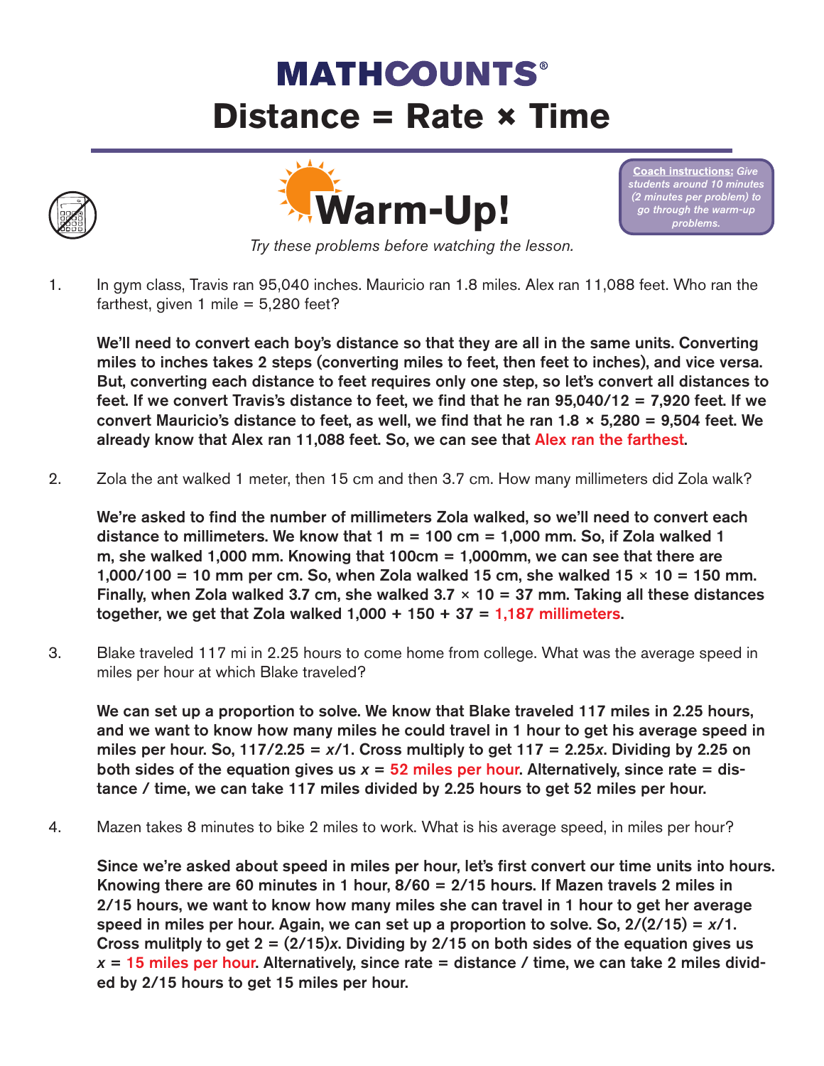# MATHCOUNTS®

# Distance = Rate × Time

## Warm-Up!

**Coach instructions:** *Give students around 10 minutes (2 minutes per problem) to go through the warm-up problems.*

*Try these problems before watching the lesson.*

1. In gym class, Travis ran 95,040 inches. Mauricio ran 1.8 miles. Alex ran 11,088 feet. Who ran the farthest, given 1 mile = 5,280 feet?

   **We'll need to convert each boy's distance so that they are all in the same units. Converting miles to inches takes 2 steps (converting miles to feet, then feet to inches), and vice versa. But, converting each distance to feet requires only one step, so let's convert all distances to feet. If we convert Travis's distance to feet, we find that he ran 95,040/12 = 7,920 feet. If we convert Mauricio's distance to feet, as well, we find that he ran 1.8 × 5,280 = 9,504 feet. We already know that Alex ran 11,088 feet. So, we can see that Alex ran the farthest.**

2. Zola the ant walked 1 meter, then 15 cm and then 3.7 cm. How many millimeters did Zola walk?

   **We're asked to find the number of millimeters Zola walked, so we'll need to convert each distance to millimeters. We know that 1 m = 100 cm = 1,000 mm. So, if Zola walked 1 m, she walked 1,000 mm. Knowing that 100cm = 1,000mm, we can see that there are 1,000/100 = 10 mm per cm. So, when Zola walked 15 cm, she walked 15 × 10 = 150 mm. Finally, when Zola walked 3.7 cm, she walked 3.7 × 10 = 37 mm. Taking all these distances together, we get that Zola walked 1,000 + 150 + 37 = 1,187 millimeters.**

3. Blake traveled 117 mi in 2.25 hours to come home from college. What was the average speed in miles per hour at which Blake traveled?

   **We can set up a proportion to solve. We know that Blake traveled 117 miles in 2.25 hours, and we want to know how many miles he could travel in 1 hour to get his average speed in miles per hour. So, $117/2.25 = x/1$. Cross multiply to get $117 = 2.25x$. Dividing by 2.25 on both sides of the equation gives us $x =$ 52 miles per hour. Alternatively, since rate = distance / time, we can take 117 miles divided by 2.25 hours to get 52 miles per hour.**

4. Mazen takes 8 minutes to bike 2 miles to work. What is his average speed, in miles per hour?

   **Since we're asked about speed in miles per hour, let's first convert our time units into hours. Knowing there are 60 minutes in 1 hour, 8/60 = 2/15 hours. If Mazen travels 2 miles in 2/15 hours, we want to know how many miles she can travel in 1 hour to get her average speed in miles per hour. Again, we can set up a proportion to solve. So, $2/(2/15) = x/1$. Cross mulitply to get $2 = (2/15)x$. Dividing by 2/15 on both sides of the equation gives us $x =$ 15 miles per hour. Alternatively, since rate = distance / time, we can take 2 miles divided by 2/15 hours to get 15 miles per hour.**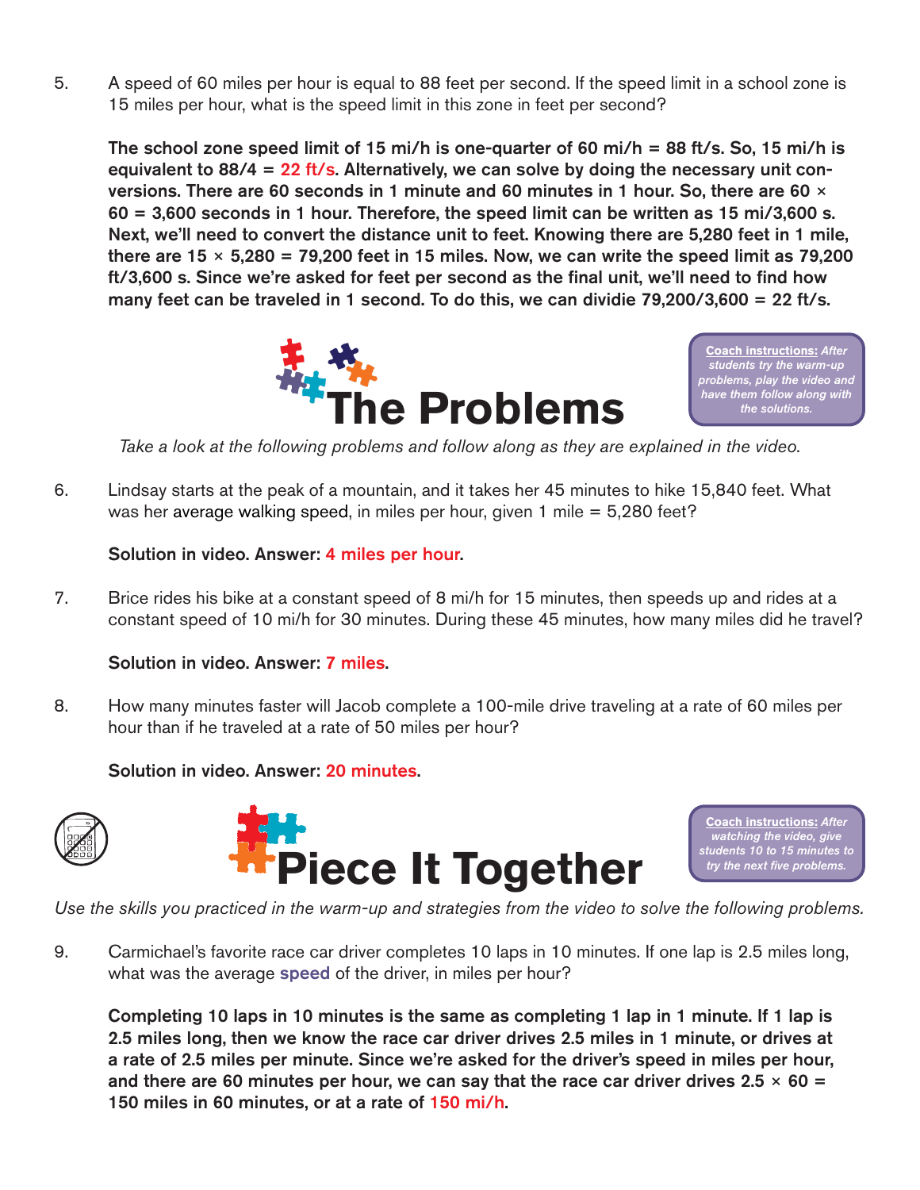5. A speed of 60 miles per hour is equal to 88 feet per second. If the speed limit in a school zone is 15 miles per hour, what is the speed limit in this zone in feet per second?

   **The school zone speed limit of 15 mi/h is one-quarter of 60 mi/h = 88 ft/s. So, 15 mi/h is equivalent to 88/4 = 22 ft/s. Alternatively, we can solve by doing the necessary unit conversions. There are 60 seconds in 1 minute and 60 minutes in 1 hour. So, there are 60 × 60 = 3,600 seconds in 1 hour. Therefore, the speed limit can be written as 15 mi/3,600 s. Next, we'll need to convert the distance unit to feet. Knowing there are 5,280 feet in 1 mile, there are 15 × 5,280 = 79,200 feet in 15 miles. Now, we can write the speed limit as 79,200 ft/3,600 s. Since we're asked for feet per second as the final unit, we'll need to find how many feet can be traveled in 1 second. To do this, we can dividie 79,200/3,600 = 22 ft/s.**

# The Problems

**Coach instructions:** *After students try the warm-up problems, play the video and have them follow along with the solutions.*

*Take a look at the following problems and follow along as they are explained in the video.*

6. Lindsay starts at the peak of a mountain, and it takes her 45 minutes to hike 15,840 feet. What was her average walking speed, in miles per hour, given 1 mile = 5,280 feet?

   **Solution in video. Answer: 4 miles per hour.**

7. Brice rides his bike at a constant speed of 8 mi/h for 15 minutes, then speeds up and rides at a constant speed of 10 mi/h for 30 minutes. During these 45 minutes, how many miles did he travel?

   **Solution in video. Answer: 7 miles.**

8. How many minutes faster will Jacob complete a 100-mile drive traveling at a rate of 60 miles per hour than if he traveled at a rate of 50 miles per hour?

   **Solution in video. Answer: 20 minutes.**

# Piece It Together

**Coach instructions:** *After watching the video, give students 10 to 15 minutes to try the next five problems.*

*Use the skills you practiced in the warm-up and strategies from the video to solve the following problems.*

9. Carmichael's favorite race car driver completes 10 laps in 10 minutes. If one lap is 2.5 miles long, what was the average speed of the driver, in miles per hour?

   **Completing 10 laps in 10 minutes is the same as completing 1 lap in 1 minute. If 1 lap is 2.5 miles long, then we know the race car driver drives 2.5 miles in 1 minute, or drives at a rate of 2.5 miles per minute. Since we're asked for the driver's speed in miles per hour, and there are 60 minutes per hour, we can say that the race car driver drives 2.5 × 60 = 150 miles in 60 minutes, or at a rate of 150 mi/h.**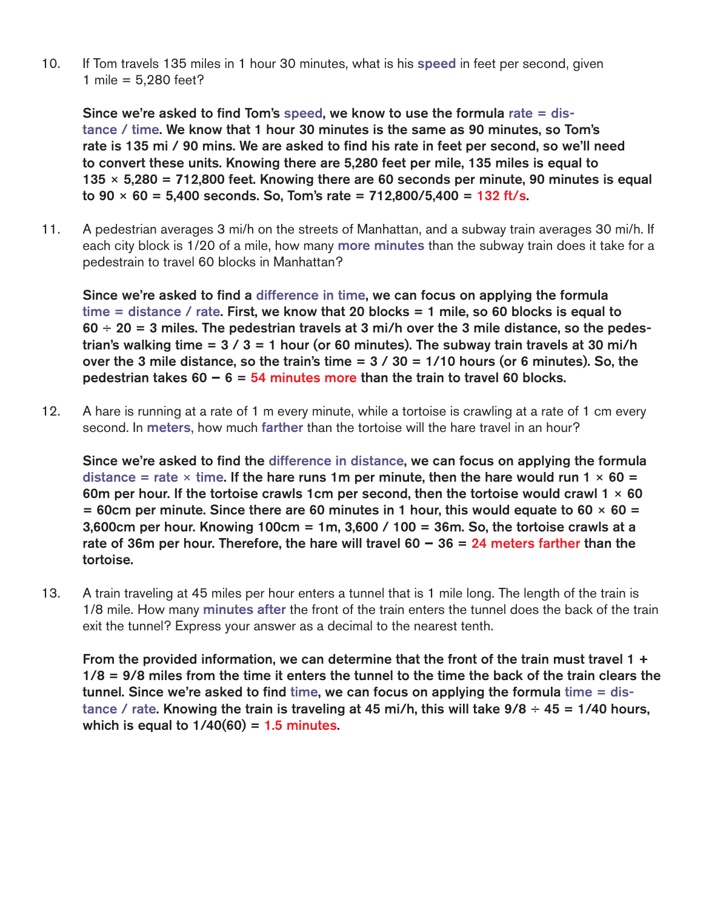10. If Tom travels 135 miles in 1 hour 30 minutes, what is his **speed** in feet per second, given 1 mile = 5,280 feet?

    **Since we're asked to find Tom's speed, we know to use the formula rate = distance / time. We know that 1 hour 30 minutes is the same as 90 minutes, so Tom's rate is 135 mi / 90 mins. We are asked to find his rate in feet per second, so we'll need to convert these units. Knowing there are 5,280 feet per mile, 135 miles is equal to $135 \times 5{,}280 = 712{,}800$ feet. Knowing there are 60 seconds per minute, 90 minutes is equal to $90 \times 60 = 5{,}400$ seconds. So, Tom's rate = $712{,}800/5{,}400$ = 132 ft/s.**

11. A pedestrian averages 3 mi/h on the streets of Manhattan, and a subway train averages 30 mi/h. If each city block is 1/20 of a mile, how many **more minutes** than the subway train does it take for a pedestrain to travel 60 blocks in Manhattan?

    **Since we're asked to find a difference in time, we can focus on applying the formula time = distance / rate. First, we know that 20 blocks = 1 mile, so 60 blocks is equal to $60 \div 20 = 3$ miles. The pedestrian travels at 3 mi/h over the 3 mile distance, so the pedestrian's walking time = $3 / 3 = 1$ hour (or 60 minutes). The subway train travels at 30 mi/h over the 3 mile distance, so the train's time = $3 / 30 = 1/10$ hours (or 6 minutes). So, the pedestrian takes $60 - 6$ = 54 minutes more than the train to travel 60 blocks.**

12. A hare is running at a rate of 1 m every minute, while a tortoise is crawling at a rate of 1 cm every second. In **meters**, how much **farther** than the tortoise will the hare travel in an hour?

    **Since we're asked to find the difference in distance, we can focus on applying the formula distance = rate × time. If the hare runs 1m per minute, then the hare would run $1 \times 60$ = 60m per hour. If the tortoise crawls 1cm per second, then the tortoise would crawl $1 \times 60$ = 60cm per minute. Since there are 60 minutes in 1 hour, this would equate to $60 \times 60$ = 3,600cm per hour. Knowing 100cm = 1m, $3{,}600 / 100$ = 36m. So, the tortoise crawls at a rate of 36m per hour. Therefore, the hare will travel $60 - 36$ = 24 meters farther than the tortoise.**

13. A train traveling at 45 miles per hour enters a tunnel that is 1 mile long. The length of the train is 1/8 mile. How many **minutes after** the front of the train enters the tunnel does the back of the train exit the tunnel? Express your answer as a decimal to the nearest tenth.

    **From the provided information, we can determine that the front of the train must travel $1 + 1/8 = 9/8$ miles from the time it enters the tunnel to the time the back of the train clears the tunnel. Since we're asked to find time, we can focus on applying the formula time = distance / rate. Knowing the train is traveling at 45 mi/h, this will take $9/8 \div 45 = 1/40$ hours, which is equal to $1/40(60)$ = 1.5 minutes.**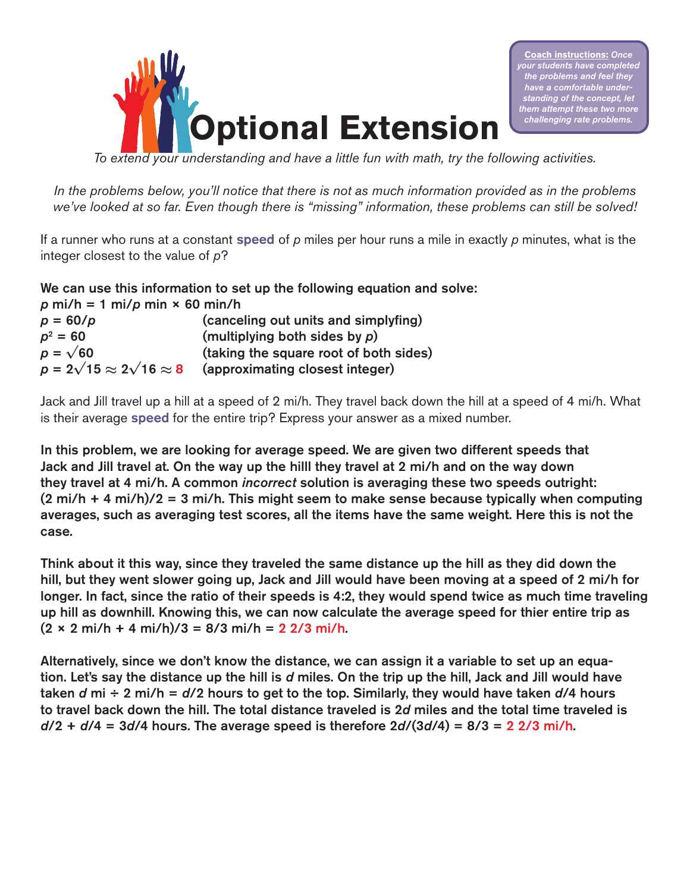# Optional Extension

**Coach instructions:** *Once your students have completed the problems and feel they have a comfortable understanding of the concept, let them attempt these two more challenging rate problems.*

*To extend your understanding and have a little fun with math, try the following activities.*

*In the problems below, you'll notice that there is not as much information provided as in the problems we've looked at so far. Even though there is "missing" information, these problems can still be solved!*

If a runner who runs at a constant **speed** of $p$ miles per hour runs a mile in exactly $p$ minutes, what is the integer closest to the value of $p$?

**We can use this information to set up the following equation and solve:**

**$p$ mi/h = 1 mi/$p$ min × 60 min/h**

| | |
|---|---|
| $p = 60/p$ | (canceling out units and simplifing) |
| $p^2 = 60$ | (multiplying both sides by $p$) |
| $p = \sqrt{60}$ | (taking the square root of both sides) |
| $p = 2\sqrt{15} \approx 2\sqrt{16} \approx 8$ | (approximating closest integer) |

Jack and Jill travel up a hill at a speed of 2 mi/h. They travel back down the hill at a speed of 4 mi/h. What is their average **speed** for the entire trip? Express your answer as a mixed number.

**In this problem, we are looking for average speed. We are given two different speeds that Jack and Jill travel at. On the way up the hilll they travel at 2 mi/h and on the way down they travel at 4 mi/h. A common *incorrect* solution is averaging these two speeds outright: (2 mi/h + 4 mi/h)/2 = 3 mi/h. This might seem to make sense because typically when computing averages, such as averaging test scores, all the items have the same weight. Here this is not the case.**

**Think about it this way, since they traveled the same distance up the hill as they did down the hill, but they went slower going up, Jack and Jill would have been moving at a speed of 2 mi/h for longer. In fact, since the ratio of their speeds is 4:2, they would spend twice as much time traveling up hill as downhill. Knowing this, we can now calculate the average speed for thier entire trip as (2 × 2 mi/h + 4 mi/h)/3 = 8/3 mi/h = 2 2/3 mi/h.**

**Alternatively, since we don't know the distance, we can assign it a variable to set up an equation. Let's say the distance up the hill is $d$ miles. On the trip up the hill, Jack and Jill would have taken $d$ mi ÷ 2 mi/h = $d/2$ hours to get to the top. Similarly, they would have taken $d/4$ hours to travel back down the hill. The total distance traveled is $2d$ miles and the total time traveled is $d/2 + d/4 = 3d/4$ hours. The average speed is therefore $2d/(3d/4) = 8/3$ = 2 2/3 mi/h.**